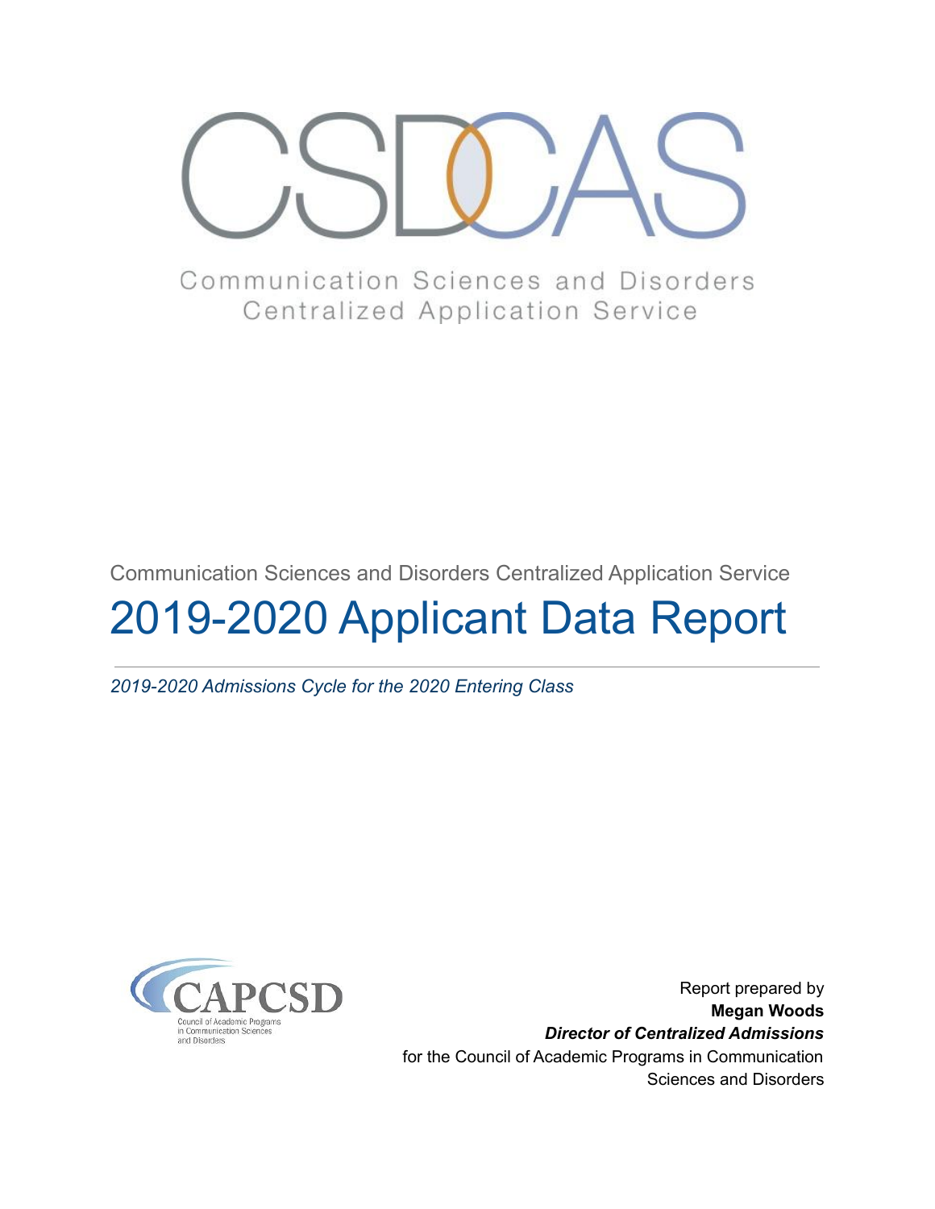# CSDCAS

Communication Sciences and Disorders
Centralized Application Service

Communication Sciences and Disorders Centralized Application Service

# 2019-2020 Applicant Data Report

*2019-2020 Admissions Cycle for the 2020 Entering Class*

CAPCSD
Council of Academic Programs in Communication Sciences and Disorders

Report prepared by
**Megan Woods**
***Director of Centralized Admissions***
for the Council of Academic Programs in Communication Sciences and Disorders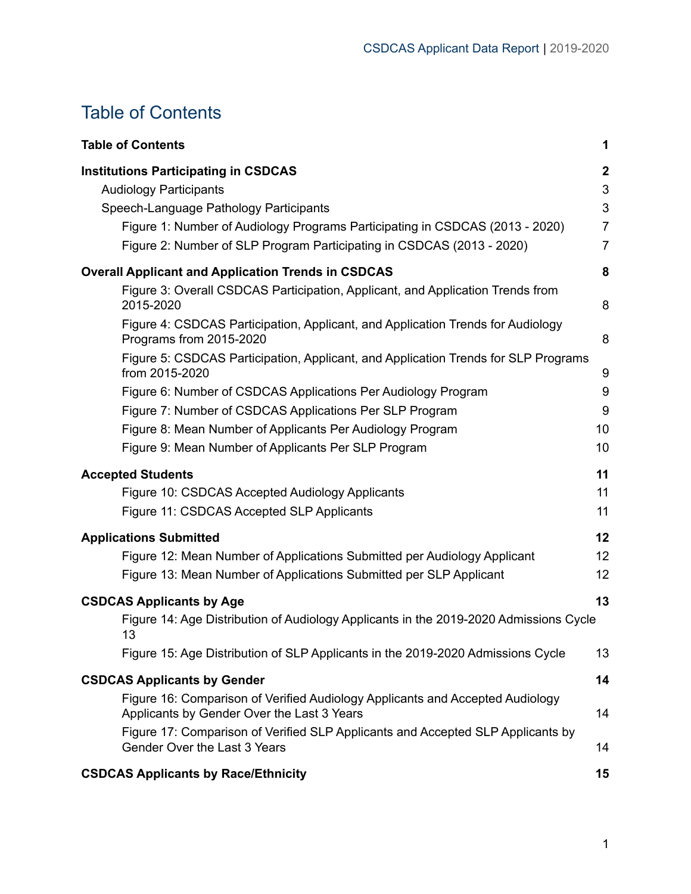# Table of Contents

| | |
|---|---|
| **Table of Contents** | **1** |
| **Institutions Participating in CSDCAS** | **2** |
| Audiology Participants | 3 |
| Speech-Language Pathology Participants | 3 |
| Figure 1: Number of Audiology Programs Participating in CSDCAS (2013 - 2020) | 7 |
| Figure 2: Number of SLP Program Participating in CSDCAS (2013 - 2020) | 7 |
| **Overall Applicant and Application Trends in CSDCAS** | **8** |
| Figure 3: Overall CSDCAS Participation, Applicant, and Application Trends from 2015-2020 | 8 |
| Figure 4: CSDCAS Participation, Applicant, and Application Trends for Audiology Programs from 2015-2020 | 8 |
| Figure 5: CSDCAS Participation, Applicant, and Application Trends for SLP Programs from 2015-2020 | 9 |
| Figure 6: Number of CSDCAS Applications Per Audiology Program | 9 |
| Figure 7: Number of CSDCAS Applications Per SLP Program | 9 |
| Figure 8: Mean Number of Applicants Per Audiology Program | 10 |
| Figure 9: Mean Number of Applicants Per SLP Program | 10 |
| **Accepted Students** | **11** |
| Figure 10: CSDCAS Accepted Audiology Applicants | 11 |
| Figure 11: CSDCAS Accepted SLP Applicants | 11 |
| **Applications Submitted** | **12** |
| Figure 12: Mean Number of Applications Submitted per Audiology Applicant | 12 |
| Figure 13: Mean Number of Applications Submitted per SLP Applicant | 12 |
| **CSDCAS Applicants by Age** | **13** |
| Figure 14: Age Distribution of Audiology Applicants in the 2019-2020 Admissions Cycle | 13 |
| Figure 15: Age Distribution of SLP Applicants in the 2019-2020 Admissions Cycle | 13 |
| **CSDCAS Applicants by Gender** | **14** |
| Figure 16: Comparison of Verified Audiology Applicants and Accepted Audiology Applicants by Gender Over the Last 3 Years | 14 |
| Figure 17: Comparison of Verified SLP Applicants and Accepted SLP Applicants by Gender Over the Last 3 Years | 14 |
| **CSDCAS Applicants by Race/Ethnicity** | **15** |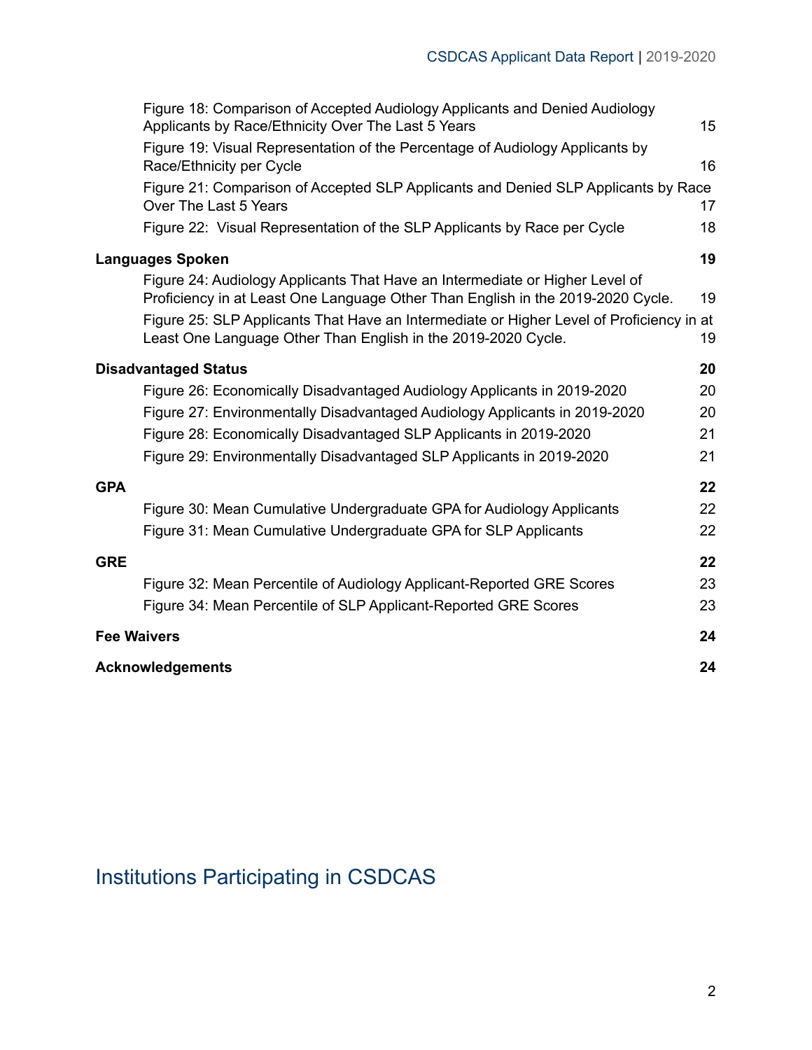Figure 18: Comparison of Accepted Audiology Applicants and Denied Audiology Applicants by Race/Ethnicity Over The Last 5 Years 15

Figure 19: Visual Representation of the Percentage of Audiology Applicants by Race/Ethnicity per Cycle 16

Figure 21: Comparison of Accepted SLP Applicants and Denied SLP Applicants by Race Over The Last 5 Years 17

Figure 22: Visual Representation of the SLP Applicants by Race per Cycle 18

**Languages Spoken** **19**

Figure 24: Audiology Applicants That Have an Intermediate or Higher Level of Proficiency in at Least One Language Other Than English in the 2019-2020 Cycle. 19

Figure 25: SLP Applicants That Have an Intermediate or Higher Level of Proficiency in at Least One Language Other Than English in the 2019-2020 Cycle. 19

**Disadvantaged Status** **20**

Figure 26: Economically Disadvantaged Audiology Applicants in 2019-2020 20

Figure 27: Environmentally Disadvantaged Audiology Applicants in 2019-2020 20

Figure 28: Economically Disadvantaged SLP Applicants in 2019-2020 21

Figure 29: Environmentally Disadvantaged SLP Applicants in 2019-2020 21

**GPA** **22**

Figure 30: Mean Cumulative Undergraduate GPA for Audiology Applicants 22

Figure 31: Mean Cumulative Undergraduate GPA for SLP Applicants 22

**GRE** **22**

Figure 32: Mean Percentile of Audiology Applicant-Reported GRE Scores 23

Figure 34: Mean Percentile of SLP Applicant-Reported GRE Scores 23

**Fee Waivers** **24**

**Acknowledgements** **24**

# Institutions Participating in CSDCAS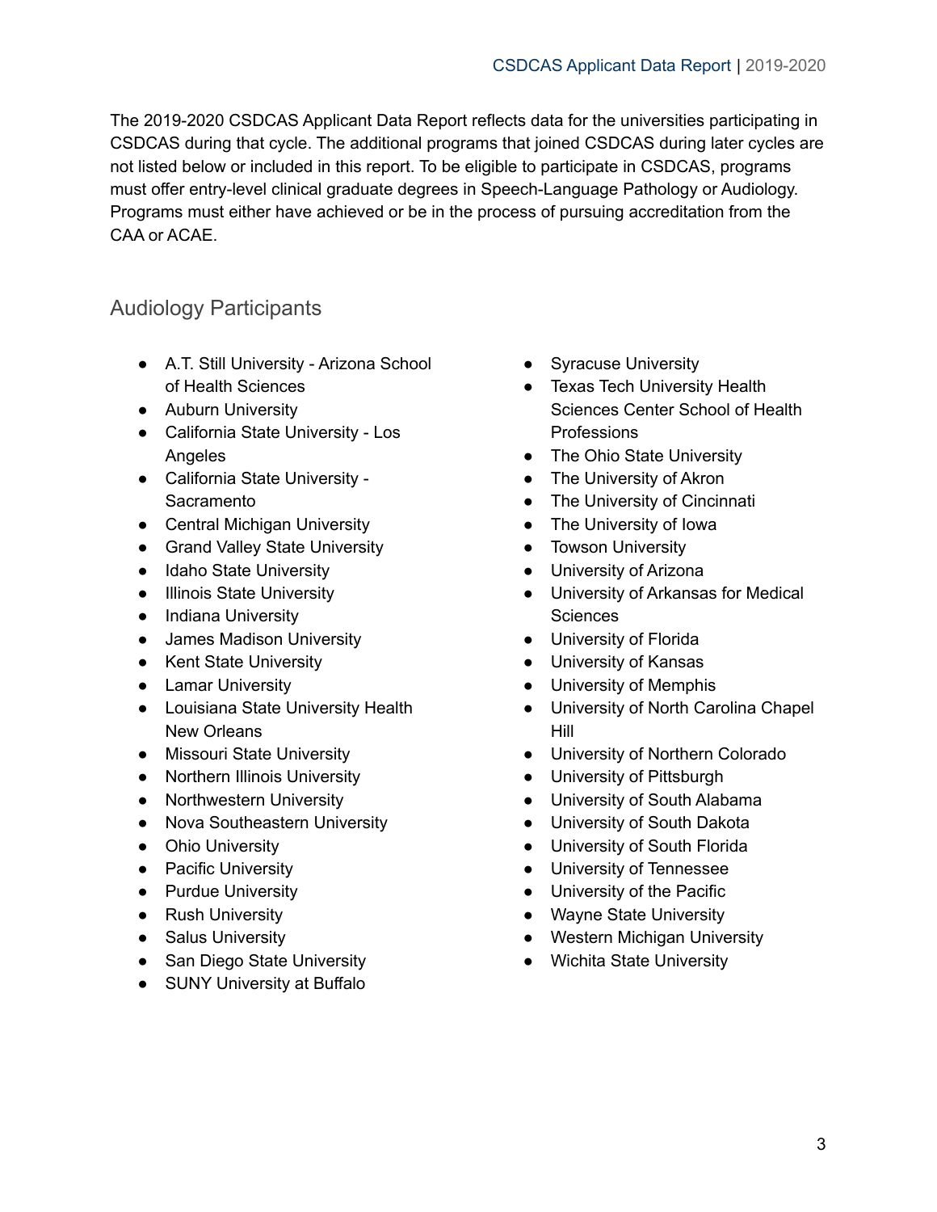The 2019-2020 CSDCAS Applicant Data Report reflects data for the universities participating in CSDCAS during that cycle. The additional programs that joined CSDCAS during later cycles are not listed below or included in this report. To be eligible to participate in CSDCAS, programs must offer entry-level clinical graduate degrees in Speech-Language Pathology or Audiology. Programs must either have achieved or be in the process of pursuing accreditation from the CAA or ACAE.

## Audiology Participants

- A.T. Still University - Arizona School of Health Sciences
- Auburn University
- California State University - Los Angeles
- California State University - Sacramento
- Central Michigan University
- Grand Valley State University
- Idaho State University
- Illinois State University
- Indiana University
- James Madison University
- Kent State University
- Lamar University
- Louisiana State University Health New Orleans
- Missouri State University
- Northern Illinois University
- Northwestern University
- Nova Southeastern University
- Ohio University
- Pacific University
- Purdue University
- Rush University
- Salus University
- San Diego State University
- SUNY University at Buffalo
- Syracuse University
- Texas Tech University Health Sciences Center School of Health Professions
- The Ohio State University
- The University of Akron
- The University of Cincinnati
- The University of Iowa
- Towson University
- University of Arizona
- University of Arkansas for Medical Sciences
- University of Florida
- University of Kansas
- University of Memphis
- University of North Carolina Chapel Hill
- University of Northern Colorado
- University of Pittsburgh
- University of South Alabama
- University of South Dakota
- University of South Florida
- University of Tennessee
- University of the Pacific
- Wayne State University
- Western Michigan University
- Wichita State University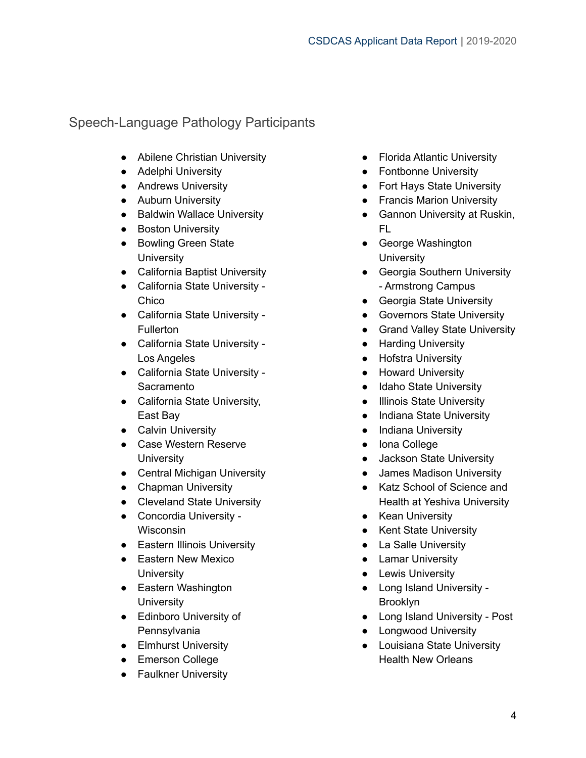## Speech-Language Pathology Participants

- Abilene Christian University
- Adelphi University
- Andrews University
- Auburn University
- Baldwin Wallace University
- Boston University
- Bowling Green State University
- California Baptist University
- California State University - Chico
- California State University - Fullerton
- California State University - Los Angeles
- California State University - Sacramento
- California State University, East Bay
- Calvin University
- Case Western Reserve University
- Central Michigan University
- Chapman University
- Cleveland State University
- Concordia University - Wisconsin
- Eastern Illinois University
- Eastern New Mexico University
- Eastern Washington University
- Edinboro University of Pennsylvania
- Elmhurst University
- Emerson College
- Faulkner University
- Florida Atlantic University
- Fontbonne University
- Fort Hays State University
- Francis Marion University
- Gannon University at Ruskin, FL
- George Washington University
- Georgia Southern University - Armstrong Campus
- Georgia State University
- Governors State University
- Grand Valley State University
- Harding University
- Hofstra University
- Howard University
- Idaho State University
- Illinois State University
- Indiana State University
- Indiana University
- Iona College
- Jackson State University
- James Madison University
- Katz School of Science and Health at Yeshiva University
- Kean University
- Kent State University
- La Salle University
- Lamar University
- Lewis University
- Long Island University - Brooklyn
- Long Island University - Post
- Longwood University
- Louisiana State University Health New Orleans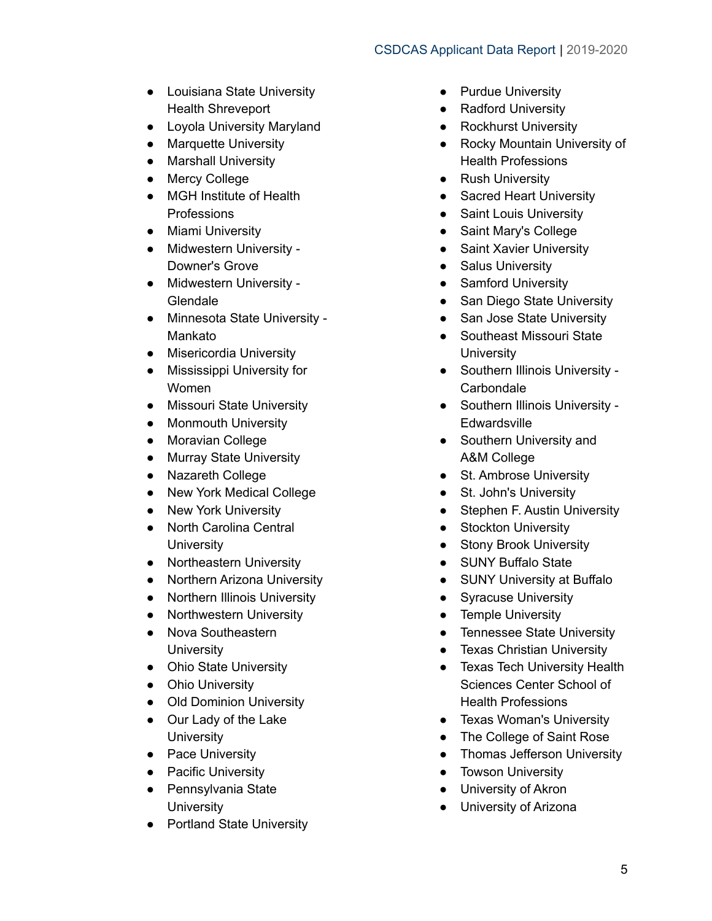- Louisiana State University Health Shreveport
- Loyola University Maryland
- Marquette University
- Marshall University
- Mercy College
- MGH Institute of Health Professions
- Miami University
- Midwestern University - Downer's Grove
- Midwestern University - Glendale
- Minnesota State University - Mankato
- Misericordia University
- Mississippi University for Women
- Missouri State University
- Monmouth University
- Moravian College
- Murray State University
- Nazareth College
- New York Medical College
- New York University
- North Carolina Central University
- Northeastern University
- Northern Arizona University
- Northern Illinois University
- Northwestern University
- Nova Southeastern University
- Ohio State University
- Ohio University
- Old Dominion University
- Our Lady of the Lake University
- Pace University
- Pacific University
- Pennsylvania State University
- Portland State University
- Purdue University
- Radford University
- Rockhurst University
- Rocky Mountain University of Health Professions
- Rush University
- Sacred Heart University
- Saint Louis University
- Saint Mary's College
- Saint Xavier University
- Salus University
- Samford University
- San Diego State University
- San Jose State University
- Southeast Missouri State University
- Southern Illinois University - Carbondale
- Southern Illinois University - Edwardsville
- Southern University and A&M College
- St. Ambrose University
- St. John's University
- Stephen F. Austin University
- Stockton University
- Stony Brook University
- SUNY Buffalo State
- SUNY University at Buffalo
- Syracuse University
- Temple University
- Tennessee State University
- Texas Christian University
- Texas Tech University Health Sciences Center School of Health Professions
- Texas Woman's University
- The College of Saint Rose
- Thomas Jefferson University
- Towson University
- University of Akron
- University of Arizona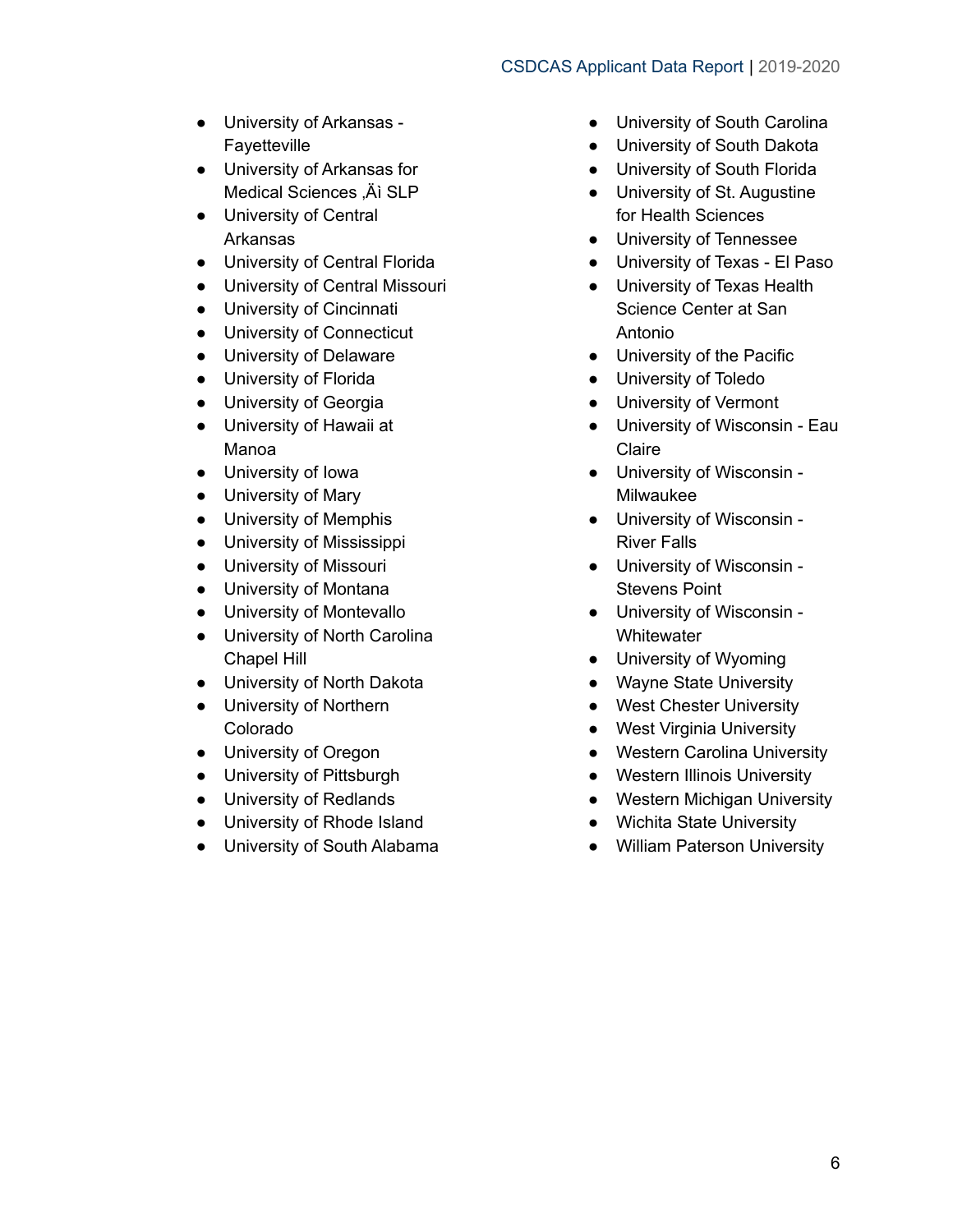- University of Arkansas - Fayetteville
- University of Arkansas for Medical Sciences ‚Äì SLP
- University of Central Arkansas
- University of Central Florida
- University of Central Missouri
- University of Cincinnati
- University of Connecticut
- University of Delaware
- University of Florida
- University of Georgia
- University of Hawaii at Manoa
- University of Iowa
- University of Mary
- University of Memphis
- University of Mississippi
- University of Missouri
- University of Montana
- University of Montevallo
- University of North Carolina Chapel Hill
- University of North Dakota
- University of Northern Colorado
- University of Oregon
- University of Pittsburgh
- University of Redlands
- University of Rhode Island
- University of South Alabama
- University of South Carolina
- University of South Dakota
- University of South Florida
- University of St. Augustine for Health Sciences
- University of Tennessee
- University of Texas - El Paso
- University of Texas Health Science Center at San Antonio
- University of the Pacific
- University of Toledo
- University of Vermont
- University of Wisconsin - Eau Claire
- University of Wisconsin - Milwaukee
- University of Wisconsin - River Falls
- University of Wisconsin - Stevens Point
- University of Wisconsin - Whitewater
- University of Wyoming
- Wayne State University
- West Chester University
- West Virginia University
- Western Carolina University
- Western Illinois University
- Western Michigan University
- Wichita State University
- William Paterson University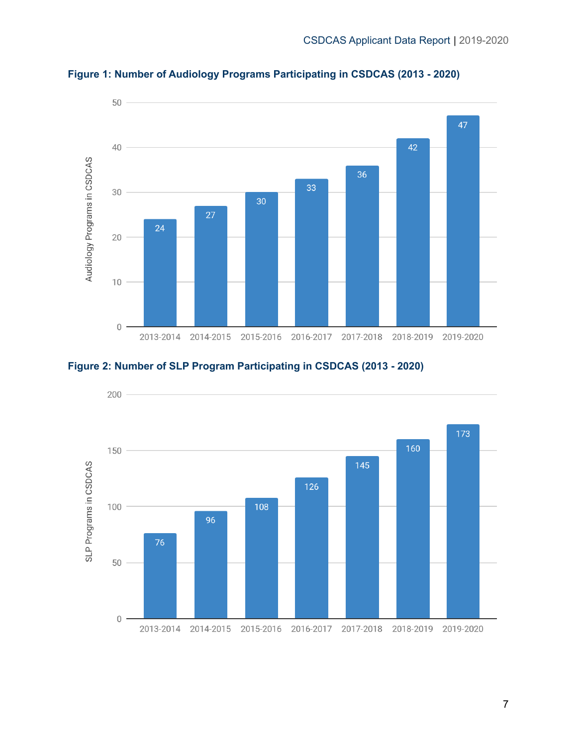**Figure 1: Number of Audiology Programs Participating in CSDCAS (2013 - 2020)**

| Year | Audiology Programs in CSDCAS |
|---|---|
| 2013-2014 | 24 |
| 2014-2015 | 27 |
| 2015-2016 | 30 |
| 2016-2017 | 33 |
| 2017-2018 | 36 |
| 2018-2019 | 42 |
| 2019-2020 | 47 |

**Figure 2: Number of SLP Program Participating in CSDCAS (2013 - 2020)**

| Year | SLP Programs in CSDCAS |
|---|---|
| 2013-2014 | 76 |
| 2014-2015 | 96 |
| 2015-2016 | 108 |
| 2016-2017 | 126 |
| 2017-2018 | 145 |
| 2018-2019 | 160 |
| 2019-2020 | 173 |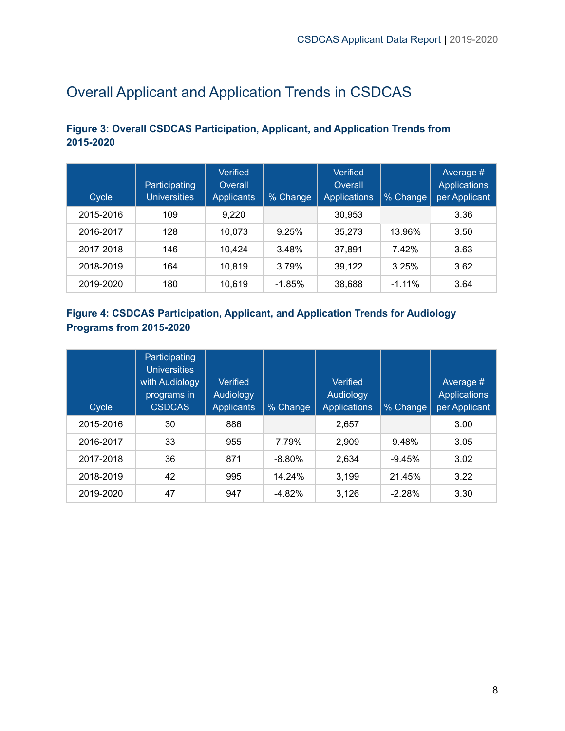# Overall Applicant and Application Trends in CSDCAS

### Figure 3: Overall CSDCAS Participation, Applicant, and Application Trends from 2015-2020

| Cycle | Participating Universities | Verified Overall Applicants | % Change | Verified Overall Applications | % Change | Average # Applications per Applicant |
|---|---|---|---|---|---|---|
| 2015-2016 | 109 | 9,220 | | 30,953 | | 3.36 |
| 2016-2017 | 128 | 10,073 | 9.25% | 35,273 | 13.96% | 3.50 |
| 2017-2018 | 146 | 10,424 | 3.48% | 37,891 | 7.42% | 3.63 |
| 2018-2019 | 164 | 10,819 | 3.79% | 39,122 | 3.25% | 3.62 |
| 2019-2020 | 180 | 10,619 | -1.85% | 38,688 | -1.11% | 3.64 |

### Figure 4: CSDCAS Participation, Applicant, and Application Trends for Audiology Programs from 2015-2020

| Cycle | Participating Universities with Audiology programs in CSDCAS | Verified Audiology Applicants | % Change | Verified Audiology Applications | % Change | Average # Applications per Applicant |
|---|---|---|---|---|---|---|
| 2015-2016 | 30 | 886 | | 2,657 | | 3.00 |
| 2016-2017 | 33 | 955 | 7.79% | 2,909 | 9.48% | 3.05 |
| 2017-2018 | 36 | 871 | -8.80% | 2,634 | -9.45% | 3.02 |
| 2018-2019 | 42 | 995 | 14.24% | 3,199 | 21.45% | 3.22 |
| 2019-2020 | 47 | 947 | -4.82% | 3,126 | -2.28% | 3.30 |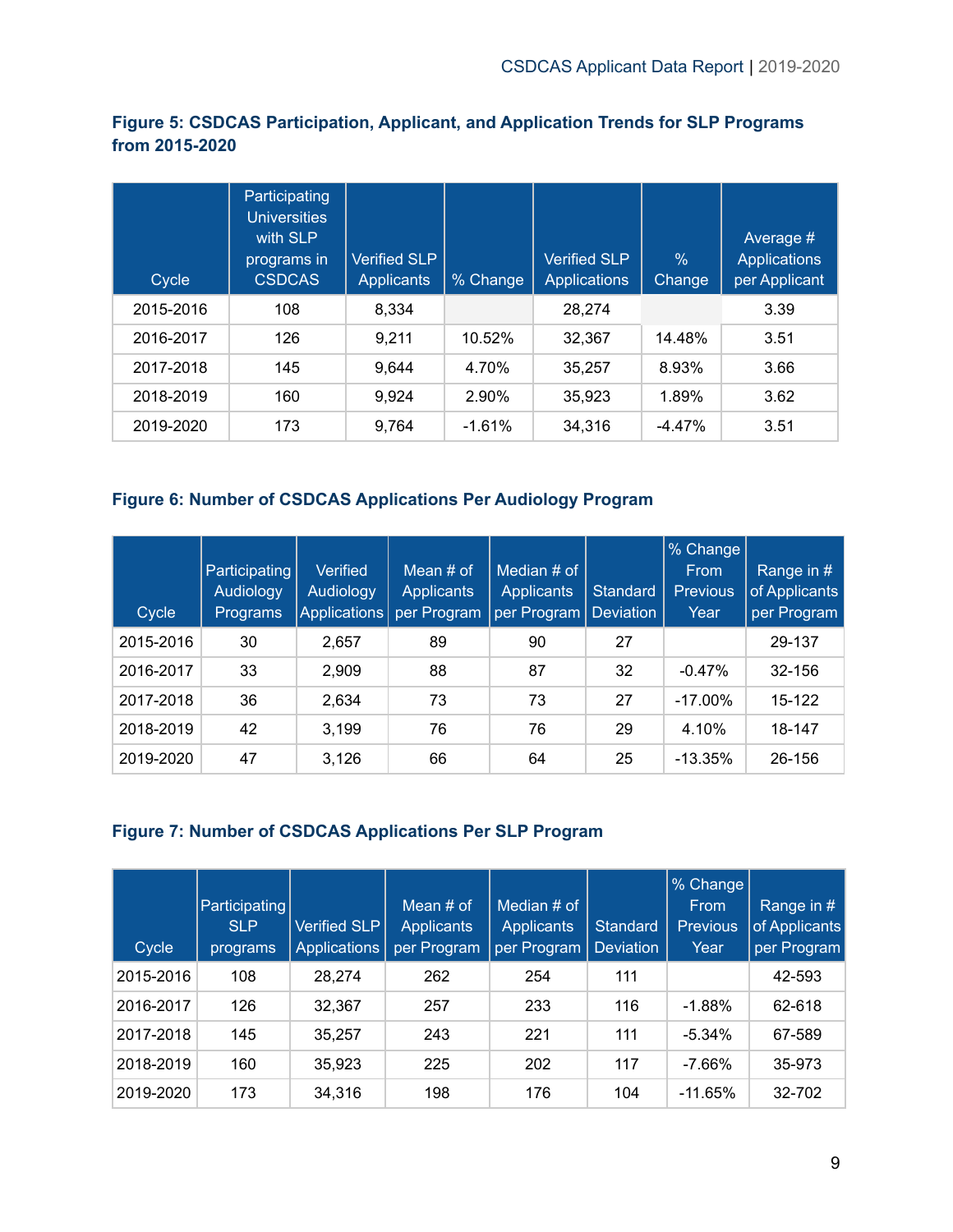### Figure 5: CSDCAS Participation, Applicant, and Application Trends for SLP Programs from 2015-2020

| Cycle | Participating Universities with SLP programs in CSDCAS | Verified SLP Applicants | % Change | Verified SLP Applications | % Change | Average # Applications per Applicant |
|---|---|---|---|---|---|---|
| 2015-2016 | 108 | 8,334 | | 28,274 | | 3.39 |
| 2016-2017 | 126 | 9,211 | 10.52% | 32,367 | 14.48% | 3.51 |
| 2017-2018 | 145 | 9,644 | 4.70% | 35,257 | 8.93% | 3.66 |
| 2018-2019 | 160 | 9,924 | 2.90% | 35,923 | 1.89% | 3.62 |
| 2019-2020 | 173 | 9,764 | -1.61% | 34,316 | -4.47% | 3.51 |

### Figure 6: Number of CSDCAS Applications Per Audiology Program

| Cycle | Participating Audiology Programs | Verified Audiology Applications | Mean # of Applicants per Program | Median # of Applicants per Program | Standard Deviation | % Change From Previous Year | Range in # of Applicants per Program |
|---|---|---|---|---|---|---|---|
| 2015-2016 | 30 | 2,657 | 89 | 90 | 27 | | 29-137 |
| 2016-2017 | 33 | 2,909 | 88 | 87 | 32 | -0.47% | 32-156 |
| 2017-2018 | 36 | 2,634 | 73 | 73 | 27 | -17.00% | 15-122 |
| 2018-2019 | 42 | 3,199 | 76 | 76 | 29 | 4.10% | 18-147 |
| 2019-2020 | 47 | 3,126 | 66 | 64 | 25 | -13.35% | 26-156 |

### Figure 7: Number of CSDCAS Applications Per SLP Program

| Cycle | Participating SLP programs | Verified SLP Applications | Mean # of Applicants per Program | Median # of Applicants per Program | Standard Deviation | % Change From Previous Year | Range in # of Applicants per Program |
|---|---|---|---|---|---|---|---|
| 2015-2016 | 108 | 28,274 | 262 | 254 | 111 | | 42-593 |
| 2016-2017 | 126 | 32,367 | 257 | 233 | 116 | -1.88% | 62-618 |
| 2017-2018 | 145 | 35,257 | 243 | 221 | 111 | -5.34% | 67-589 |
| 2018-2019 | 160 | 35,923 | 225 | 202 | 117 | -7.66% | 35-973 |
| 2019-2020 | 173 | 34,316 | 198 | 176 | 104 | -11.65% | 32-702 |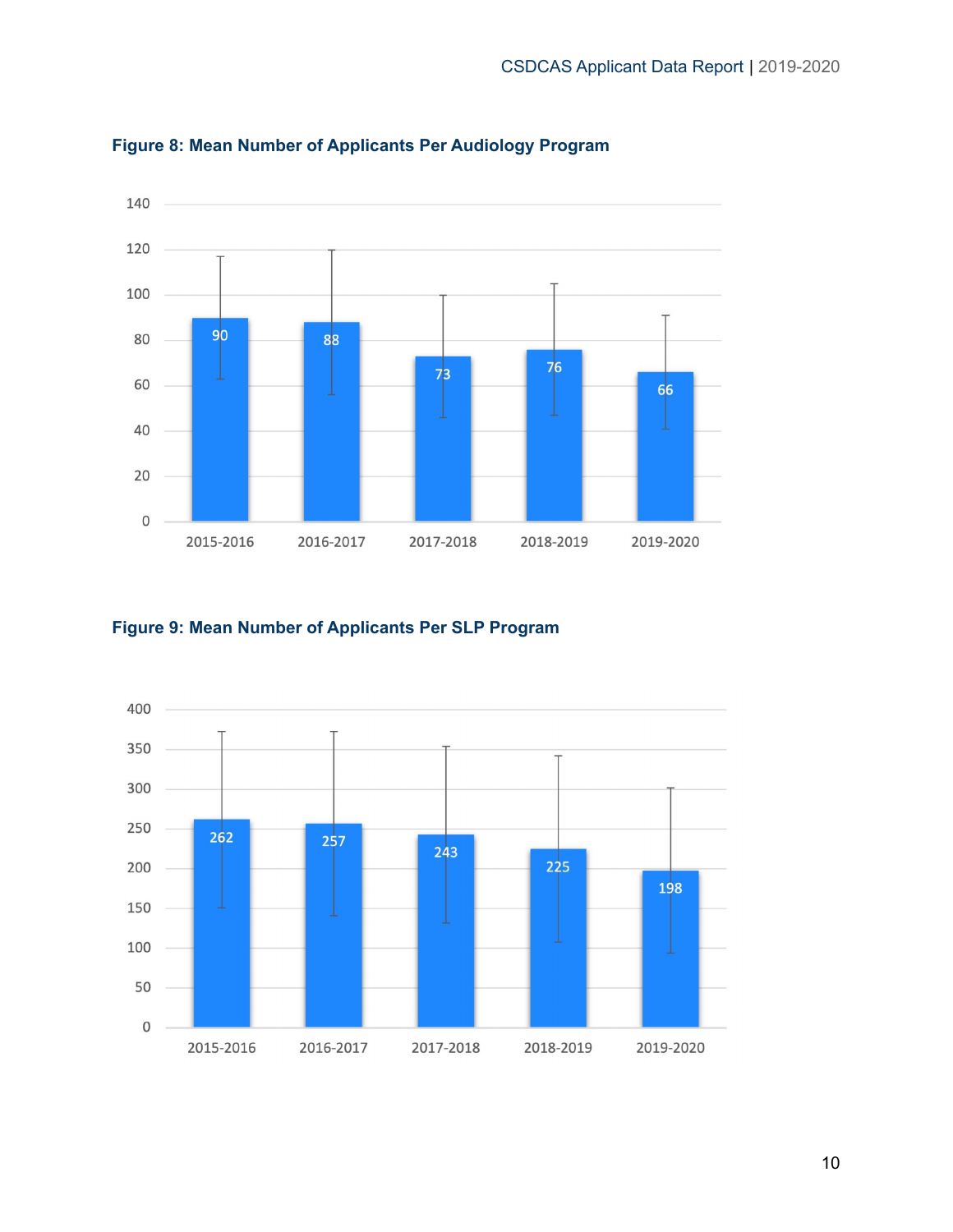**Figure 8: Mean Number of Applicants Per Audiology Program**

| Year | Mean Number of Applicants |
|---|---|
| 2015-2016 | 90 |
| 2016-2017 | 88 |
| 2017-2018 | 73 |
| 2018-2019 | 76 |
| 2019-2020 | 66 |

**Figure 9: Mean Number of Applicants Per SLP Program**

| Year | Mean Number of Applicants |
|---|---|
| 2015-2016 | 262 |
| 2016-2017 | 257 |
| 2017-2018 | 243 |
| 2018-2019 | 225 |
| 2019-2020 | 198 |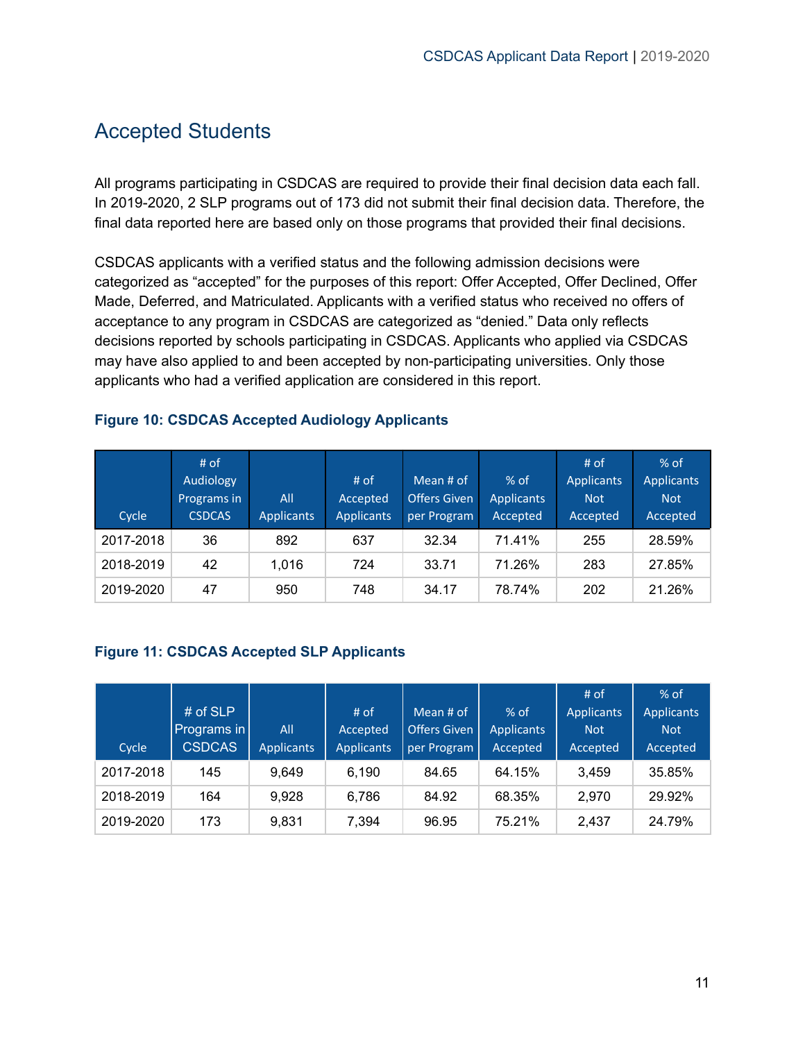## Accepted Students

All programs participating in CSDCAS are required to provide their final decision data each fall. In 2019-2020, 2 SLP programs out of 173 did not submit their final decision data. Therefore, the final data reported here are based only on those programs that provided their final decisions.

CSDCAS applicants with a verified status and the following admission decisions were categorized as "accepted" for the purposes of this report: Offer Accepted, Offer Declined, Offer Made, Deferred, and Matriculated. Applicants with a verified status who received no offers of acceptance to any program in CSDCAS are categorized as "denied." Data only reflects decisions reported by schools participating in CSDCAS. Applicants who applied via CSDCAS may have also applied to and been accepted by non-participating universities. Only those applicants who had a verified application are considered in this report.

**Figure 10: CSDCAS Accepted Audiology Applicants**

| Cycle | # of Audiology Programs in CSDCAS | All Applicants | # of Accepted Applicants | Mean # of Offers Given per Program | % of Applicants Accepted | # of Applicants Not Accepted | % of Applicants Not Accepted |
|---|---|---|---|---|---|---|---|
| 2017-2018 | 36 | 892 | 637 | 32.34 | 71.41% | 255 | 28.59% |
| 2018-2019 | 42 | 1,016 | 724 | 33.71 | 71.26% | 283 | 27.85% |
| 2019-2020 | 47 | 950 | 748 | 34.17 | 78.74% | 202 | 21.26% |

**Figure 11: CSDCAS Accepted SLP Applicants**

| Cycle | # of SLP Programs in CSDCAS | All Applicants | # of Accepted Applicants | Mean # of Offers Given per Program | % of Applicants Accepted | # of Applicants Not Accepted | % of Applicants Not Accepted |
|---|---|---|---|---|---|---|---|
| 2017-2018 | 145 | 9,649 | 6,190 | 84.65 | 64.15% | 3,459 | 35.85% |
| 2018-2019 | 164 | 9,928 | 6,786 | 84.92 | 68.35% | 2,970 | 29.92% |
| 2019-2020 | 173 | 9,831 | 7,394 | 96.95 | 75.21% | 2,437 | 24.79% |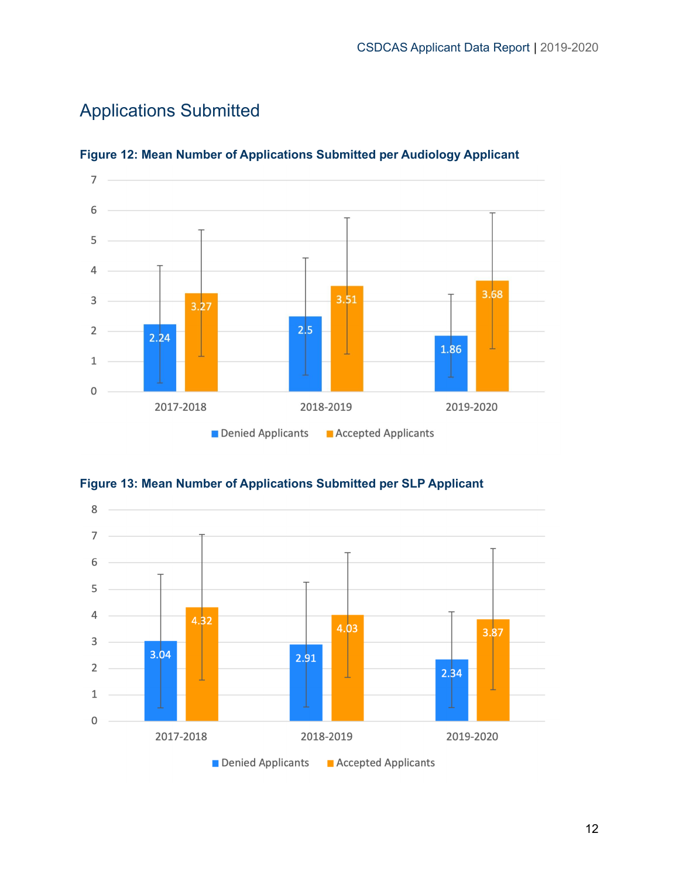## Applications Submitted

**Figure 12: Mean Number of Applications Submitted per Audiology Applicant**

| Year | Denied Applicants | Accepted Applicants |
|---|---|---|
| 2017-2018 | 2.24 | 3.27 |
| 2018-2019 | 2.5 | 3.51 |
| 2019-2020 | 1.86 | 3.68 |

**Figure 13: Mean Number of Applications Submitted per SLP Applicant**

| Year | Denied Applicants | Accepted Applicants |
|---|---|---|
| 2017-2018 | 3.04 | 4.32 |
| 2018-2019 | 2.91 | 4.03 |
| 2019-2020 | 2.34 | 3.87 |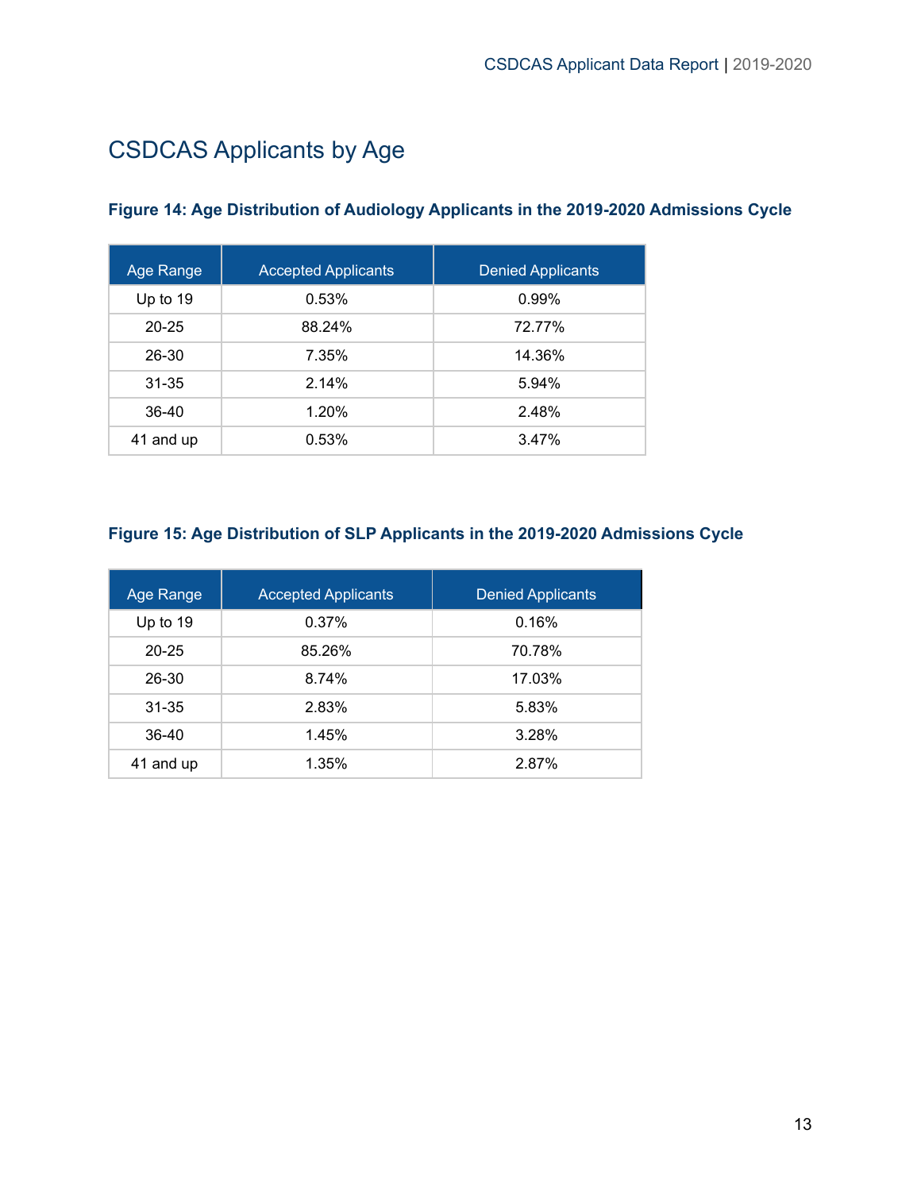# CSDCAS Applicants by Age

### Figure 14: Age Distribution of Audiology Applicants in the 2019-2020 Admissions Cycle

| Age Range | Accepted Applicants | Denied Applicants |
|---|---|---|
| Up to 19 | 0.53% | 0.99% |
| 20-25 | 88.24% | 72.77% |
| 26-30 | 7.35% | 14.36% |
| 31-35 | 2.14% | 5.94% |
| 36-40 | 1.20% | 2.48% |
| 41 and up | 0.53% | 3.47% |

### Figure 15: Age Distribution of SLP Applicants in the 2019-2020 Admissions Cycle

| Age Range | Accepted Applicants | Denied Applicants |
|---|---|---|
| Up to 19 | 0.37% | 0.16% |
| 20-25 | 85.26% | 70.78% |
| 26-30 | 8.74% | 17.03% |
| 31-35 | 2.83% | 5.83% |
| 36-40 | 1.45% | 3.28% |
| 41 and up | 1.35% | 2.87% |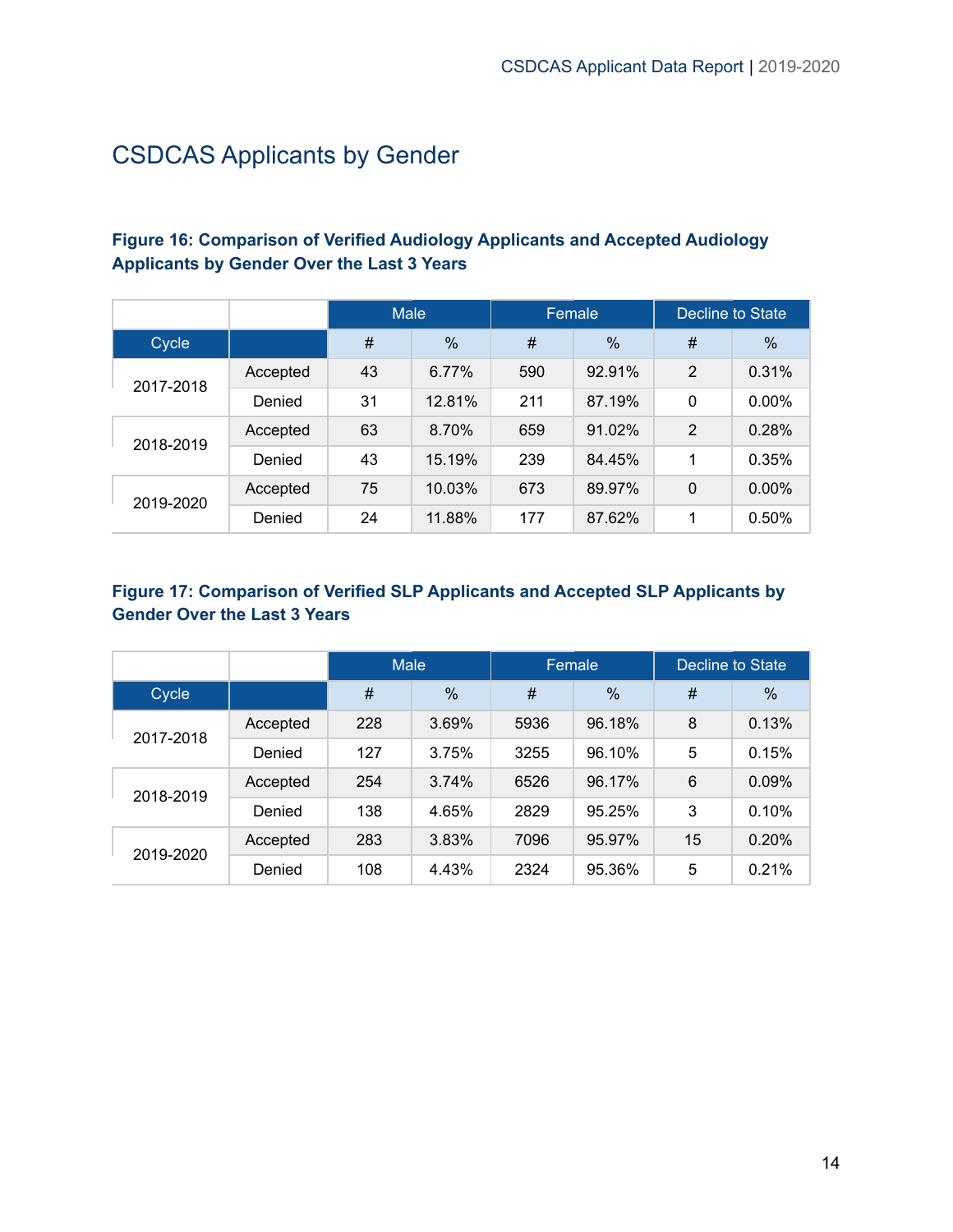# CSDCAS Applicants by Gender

**Figure 16: Comparison of Verified Audiology Applicants and Accepted Audiology Applicants by Gender Over the Last 3 Years**

| | | Male | | Female | | Decline to State | |
|---|---|---|---|---|---|---|---|
| Cycle | | # | % | # | % | # | % |
| 2017-2018 | Accepted | 43 | 6.77% | 590 | 92.91% | 2 | 0.31% |
| | Denied | 31 | 12.81% | 211 | 87.19% | 0 | 0.00% |
| 2018-2019 | Accepted | 63 | 8.70% | 659 | 91.02% | 2 | 0.28% |
| | Denied | 43 | 15.19% | 239 | 84.45% | 1 | 0.35% |
| 2019-2020 | Accepted | 75 | 10.03% | 673 | 89.97% | 0 | 0.00% |
| | Denied | 24 | 11.88% | 177 | 87.62% | 1 | 0.50% |

**Figure 17: Comparison of Verified SLP Applicants and Accepted SLP Applicants by Gender Over the Last 3 Years**

| | | Male | | Female | | Decline to State | |
|---|---|---|---|---|---|---|---|
| Cycle | | # | % | # | % | # | % |
| 2017-2018 | Accepted | 228 | 3.69% | 5936 | 96.18% | 8 | 0.13% |
| | Denied | 127 | 3.75% | 3255 | 96.10% | 5 | 0.15% |
| 2018-2019 | Accepted | 254 | 3.74% | 6526 | 96.17% | 6 | 0.09% |
| | Denied | 138 | 4.65% | 2829 | 95.25% | 3 | 0.10% |
| 2019-2020 | Accepted | 283 | 3.83% | 7096 | 95.97% | 15 | 0.20% |
| | Denied | 108 | 4.43% | 2324 | 95.36% | 5 | 0.21% |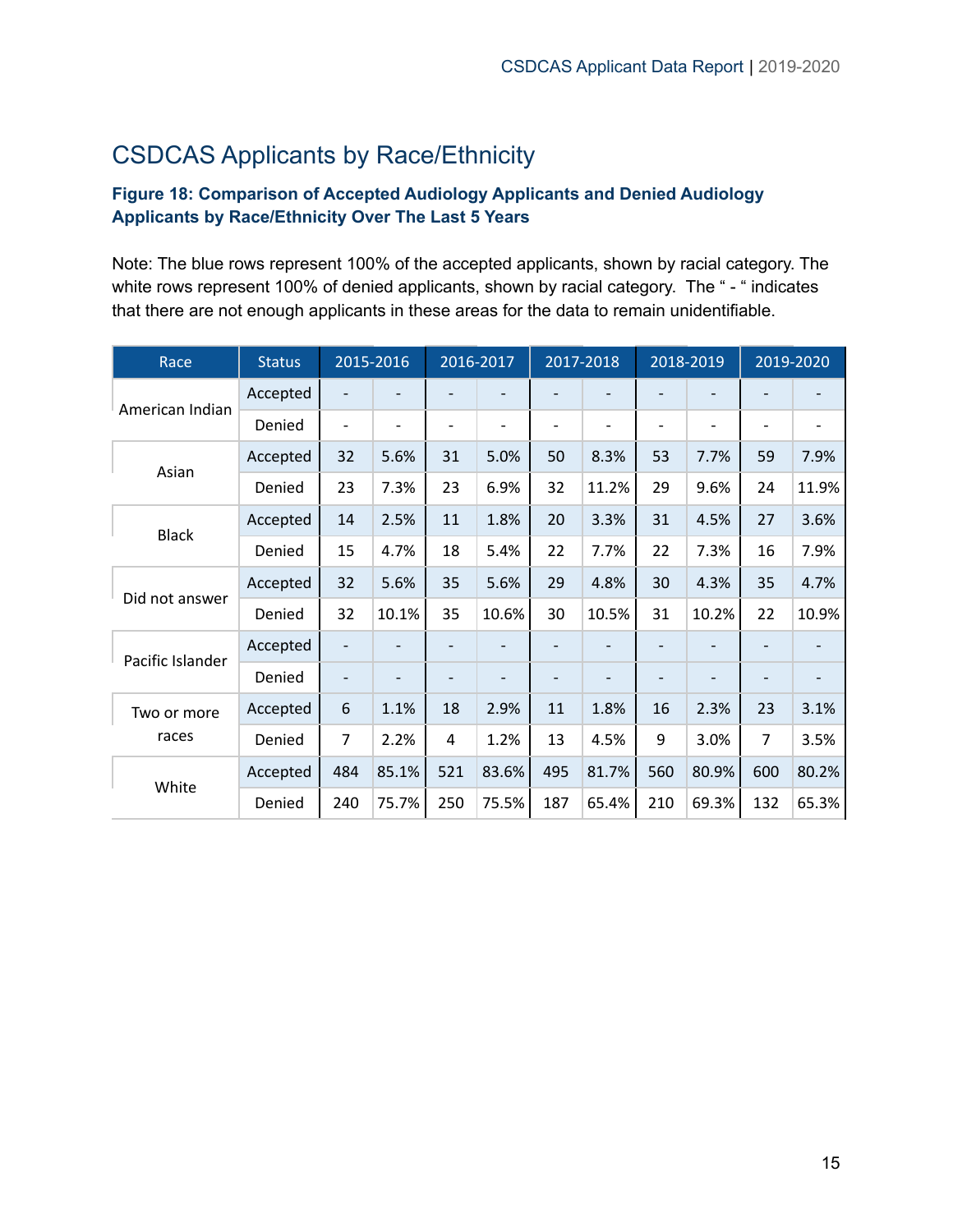## CSDCAS Applicants by Race/Ethnicity

**Figure 18: Comparison of Accepted Audiology Applicants and Denied Audiology Applicants by Race/Ethnicity Over The Last 5 Years**

Note: The blue rows represent 100% of the accepted applicants, shown by racial category. The white rows represent 100% of denied applicants, shown by racial category. The " - " indicates that there are not enough applicants in these areas for the data to remain unidentifiable.

| Race | Status | 2015-2016 | | 2016-2017 | | 2017-2018 | | 2018-2019 | | 2019-2020 | |
|---|---|---|---|---|---|---|---|---|---|---|---|
| American Indian | Accepted | - | - | - | - | - | - | - | - | - | - |
| | Denied | - | - | - | - | - | - | - | - | - | - |
| Asian | Accepted | 32 | 5.6% | 31 | 5.0% | 50 | 8.3% | 53 | 7.7% | 59 | 7.9% |
| | Denied | 23 | 7.3% | 23 | 6.9% | 32 | 11.2% | 29 | 9.6% | 24 | 11.9% |
| Black | Accepted | 14 | 2.5% | 11 | 1.8% | 20 | 3.3% | 31 | 4.5% | 27 | 3.6% |
| | Denied | 15 | 4.7% | 18 | 5.4% | 22 | 7.7% | 22 | 7.3% | 16 | 7.9% |
| Did not answer | Accepted | 32 | 5.6% | 35 | 5.6% | 29 | 4.8% | 30 | 4.3% | 35 | 4.7% |
| | Denied | 32 | 10.1% | 35 | 10.6% | 30 | 10.5% | 31 | 10.2% | 22 | 10.9% |
| Pacific Islander | Accepted | - | - | - | - | - | - | - | - | - | - |
| | Denied | - | - | - | - | - | - | - | - | - | - |
| Two or more races | Accepted | 6 | 1.1% | 18 | 2.9% | 11 | 1.8% | 16 | 2.3% | 23 | 3.1% |
| | Denied | 7 | 2.2% | 4 | 1.2% | 13 | 4.5% | 9 | 3.0% | 7 | 3.5% |
| White | Accepted | 484 | 85.1% | 521 | 83.6% | 495 | 81.7% | 560 | 80.9% | 600 | 80.2% |
| | Denied | 240 | 75.7% | 250 | 75.5% | 187 | 65.4% | 210 | 69.3% | 132 | 65.3% |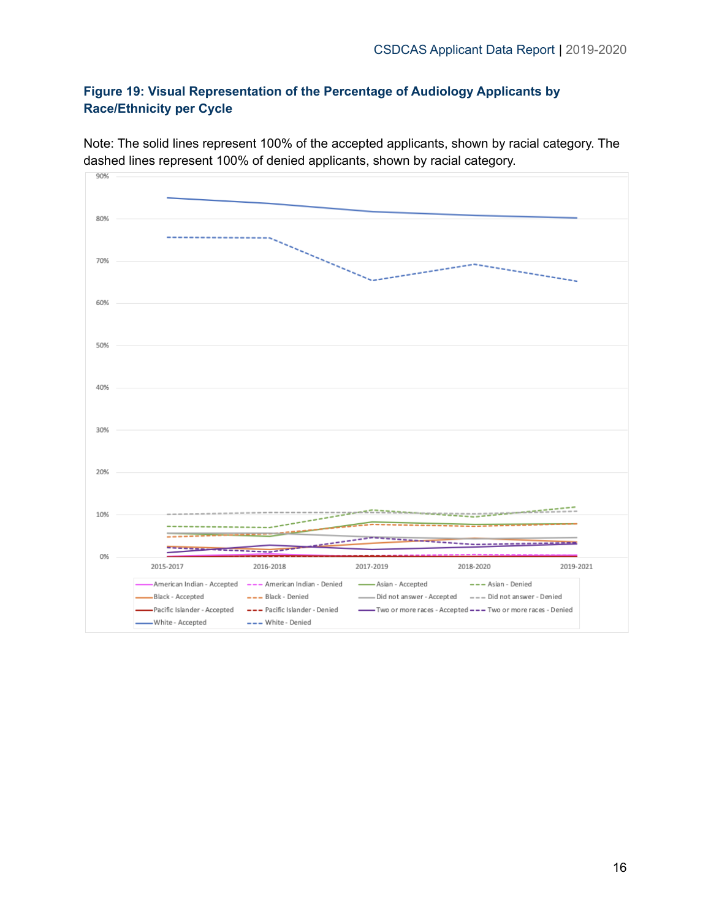### Figure 19: Visual Representation of the Percentage of Audiology Applicants by Race/Ethnicity per Cycle

Note: The solid lines represent 100% of the accepted applicants, shown by racial category. The dashed lines represent 100% of denied applicants, shown by racial category.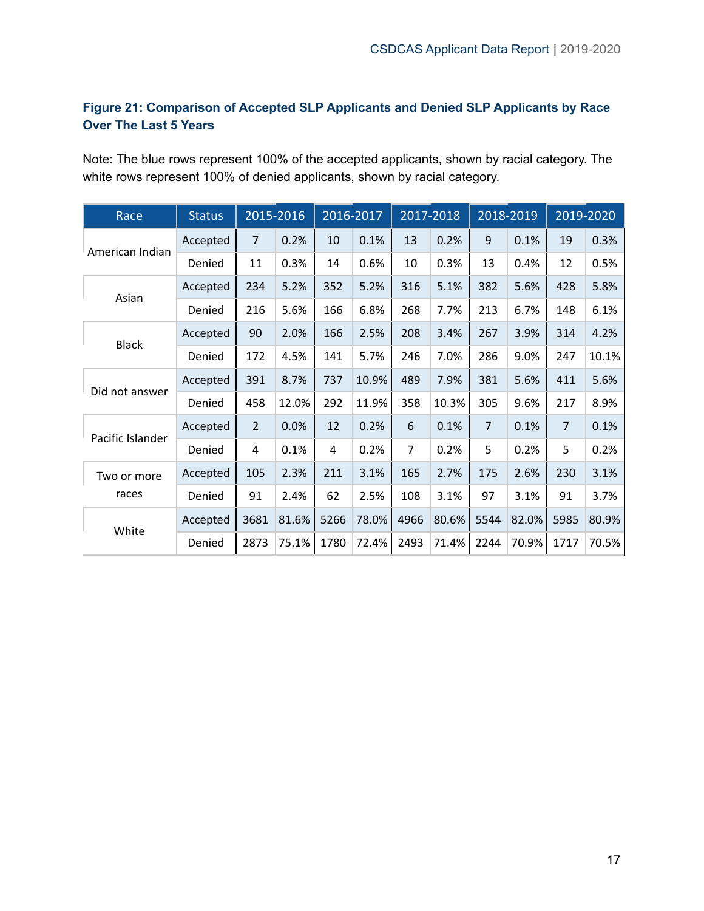### Figure 21: Comparison of Accepted SLP Applicants and Denied SLP Applicants by Race Over The Last 5 Years

Note: The blue rows represent 100% of the accepted applicants, shown by racial category. The white rows represent 100% of denied applicants, shown by racial category.

| Race | Status | 2015-2016 | | 2016-2017 | | 2017-2018 | | 2018-2019 | | 2019-2020 | |
|---|---|---|---|---|---|---|---|---|---|---|---|
| American Indian | Accepted | 7 | 0.2% | 10 | 0.1% | 13 | 0.2% | 9 | 0.1% | 19 | 0.3% |
| | Denied | 11 | 0.3% | 14 | 0.6% | 10 | 0.3% | 13 | 0.4% | 12 | 0.5% |
| Asian | Accepted | 234 | 5.2% | 352 | 5.2% | 316 | 5.1% | 382 | 5.6% | 428 | 5.8% |
| | Denied | 216 | 5.6% | 166 | 6.8% | 268 | 7.7% | 213 | 6.7% | 148 | 6.1% |
| Black | Accepted | 90 | 2.0% | 166 | 2.5% | 208 | 3.4% | 267 | 3.9% | 314 | 4.2% |
| | Denied | 172 | 4.5% | 141 | 5.7% | 246 | 7.0% | 286 | 9.0% | 247 | 10.1% |
| Did not answer | Accepted | 391 | 8.7% | 737 | 10.9% | 489 | 7.9% | 381 | 5.6% | 411 | 5.6% |
| | Denied | 458 | 12.0% | 292 | 11.9% | 358 | 10.3% | 305 | 9.6% | 217 | 8.9% |
| Pacific Islander | Accepted | 2 | 0.0% | 12 | 0.2% | 6 | 0.1% | 7 | 0.1% | 7 | 0.1% |
| | Denied | 4 | 0.1% | 4 | 0.2% | 7 | 0.2% | 5 | 0.2% | 5 | 0.2% |
| Two or more races | Accepted | 105 | 2.3% | 211 | 3.1% | 165 | 2.7% | 175 | 2.6% | 230 | 3.1% |
| | Denied | 91 | 2.4% | 62 | 2.5% | 108 | 3.1% | 97 | 3.1% | 91 | 3.7% |
| White | Accepted | 3681 | 81.6% | 5266 | 78.0% | 4966 | 80.6% | 5544 | 82.0% | 5985 | 80.9% |
| | Denied | 2873 | 75.1% | 1780 | 72.4% | 2493 | 71.4% | 2244 | 70.9% | 1717 | 70.5% |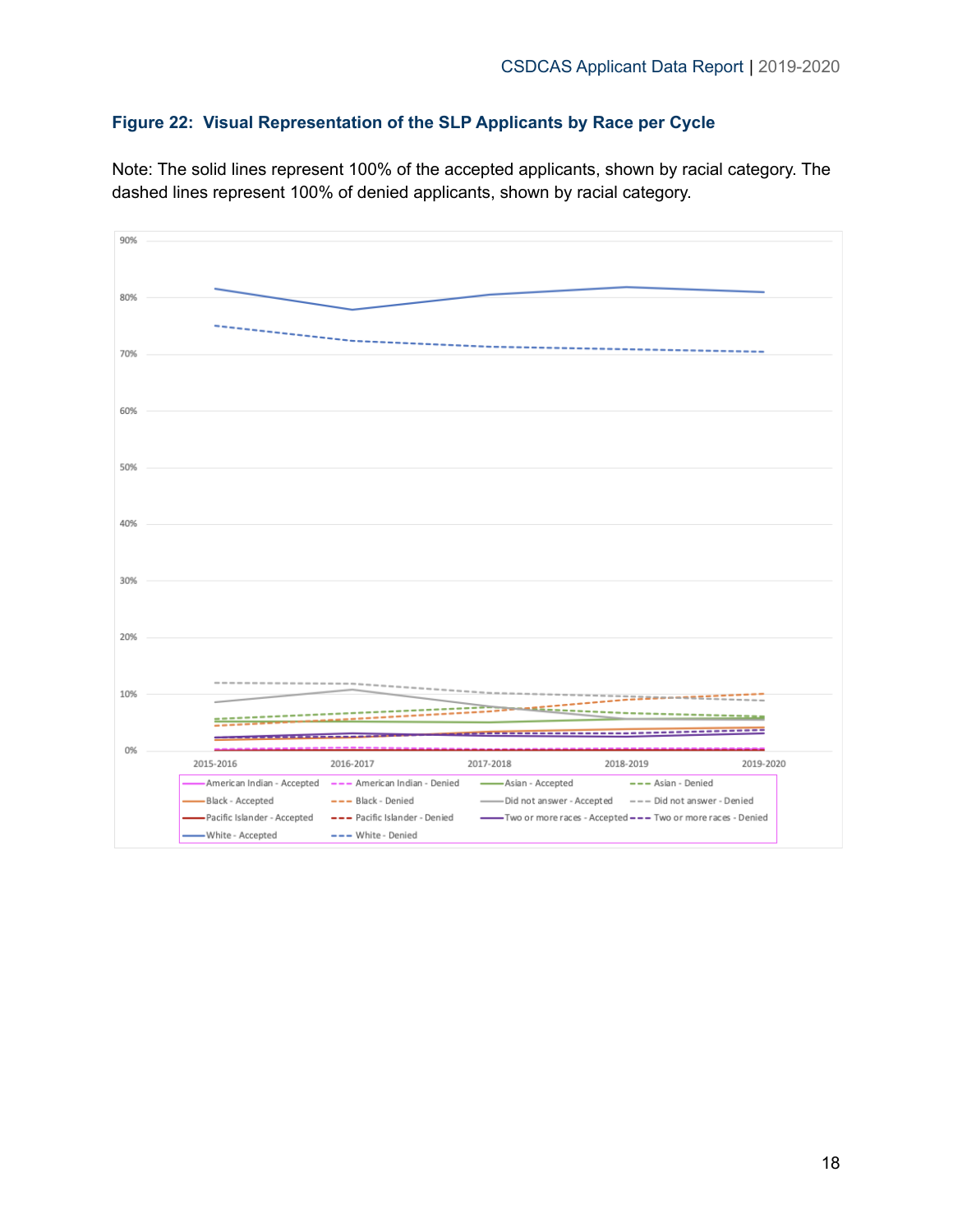**Figure 22: Visual Representation of the SLP Applicants by Race per Cycle**

Note: The solid lines represent 100% of the accepted applicants, shown by racial category. The dashed lines represent 100% of denied applicants, shown by racial category.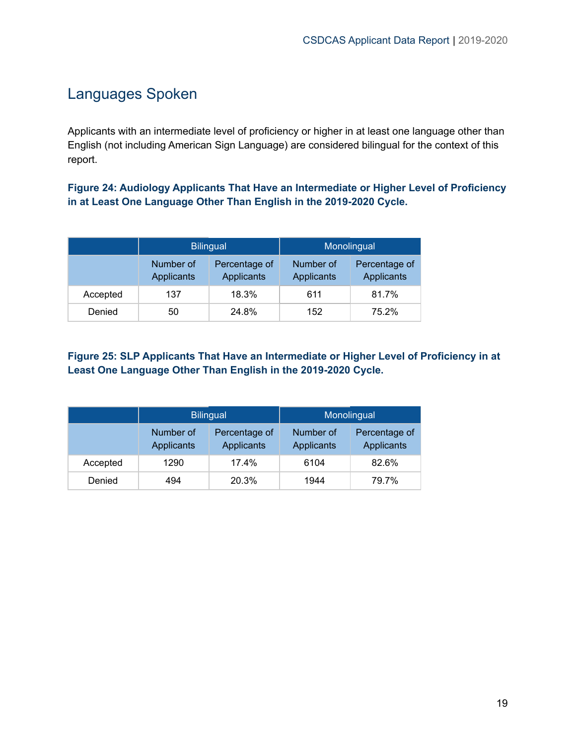## Languages Spoken

Applicants with an intermediate level of proficiency or higher in at least one language other than English (not including American Sign Language) are considered bilingual for the context of this report.

**Figure 24: Audiology Applicants That Have an Intermediate or Higher Level of Proficiency in at Least One Language Other Than English in the 2019-2020 Cycle.**

| | Bilingual | | Monolingual | |
|---|---|---|---|---|
| | Number of Applicants | Percentage of Applicants | Number of Applicants | Percentage of Applicants |
| Accepted | 137 | 18.3% | 611 | 81.7% |
| Denied | 50 | 24.8% | 152 | 75.2% |

**Figure 25: SLP Applicants That Have an Intermediate or Higher Level of Proficiency in at Least One Language Other Than English in the 2019-2020 Cycle.**

| | Bilingual | | Monolingual | |
|---|---|---|---|---|
| | Number of Applicants | Percentage of Applicants | Number of Applicants | Percentage of Applicants |
| Accepted | 1290 | 17.4% | 6104 | 82.6% |
| Denied | 494 | 20.3% | 1944 | 79.7% |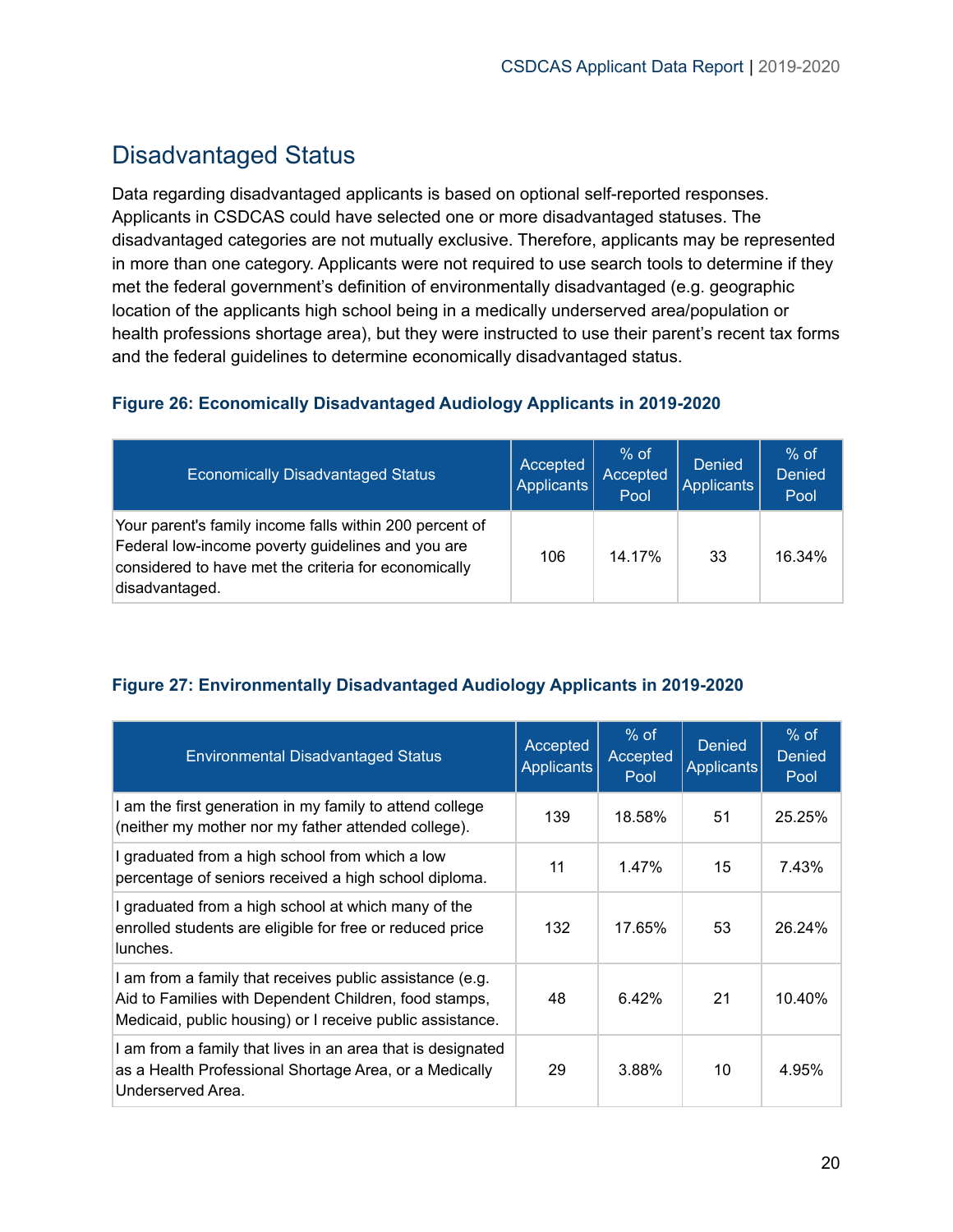## Disadvantaged Status

Data regarding disadvantaged applicants is based on optional self-reported responses. Applicants in CSDCAS could have selected one or more disadvantaged statuses. The disadvantaged categories are not mutually exclusive. Therefore, applicants may be represented in more than one category. Applicants were not required to use search tools to determine if they met the federal government's definition of environmentally disadvantaged (e.g. geographic location of the applicants high school being in a medically underserved area/population or health professions shortage area), but they were instructed to use their parent's recent tax forms and the federal guidelines to determine economically disadvantaged status.

**Figure 26: Economically Disadvantaged Audiology Applicants in 2019-2020**

| Economically Disadvantaged Status | Accepted Applicants | % of Accepted Pool | Denied Applicants | % of Denied Pool |
|---|---|---|---|---|
| Your parent's family income falls within 200 percent of Federal low-income poverty guidelines and you are considered to have met the criteria for economically disadvantaged. | 106 | 14.17% | 33 | 16.34% |

**Figure 27: Environmentally Disadvantaged Audiology Applicants in 2019-2020**

| Environmental Disadvantaged Status | Accepted Applicants | % of Accepted Pool | Denied Applicants | % of Denied Pool |
|---|---|---|---|---|
| I am the first generation in my family to attend college (neither my mother nor my father attended college). | 139 | 18.58% | 51 | 25.25% |
| I graduated from a high school from which a low percentage of seniors received a high school diploma. | 11 | 1.47% | 15 | 7.43% |
| I graduated from a high school at which many of the enrolled students are eligible for free or reduced price lunches. | 132 | 17.65% | 53 | 26.24% |
| I am from a family that receives public assistance (e.g. Aid to Families with Dependent Children, food stamps, Medicaid, public housing) or I receive public assistance. | 48 | 6.42% | 21 | 10.40% |
| I am from a family that lives in an area that is designated as a Health Professional Shortage Area, or a Medically Underserved Area. | 29 | 3.88% | 10 | 4.95% |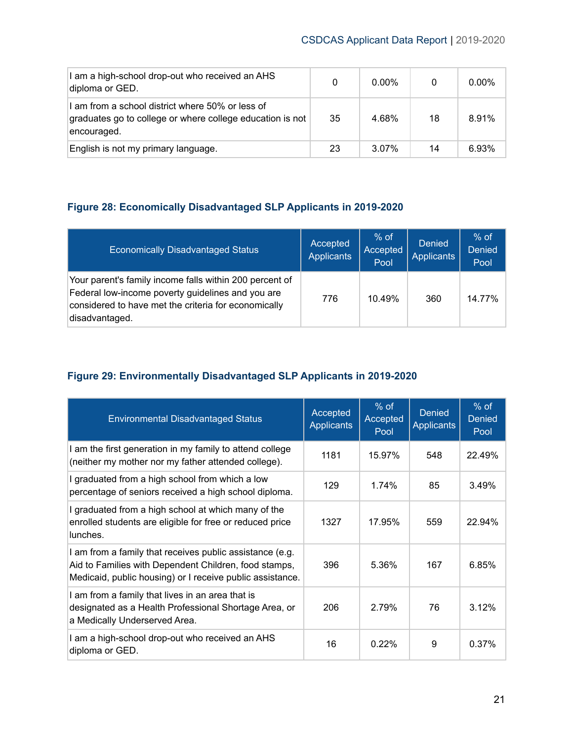| I am a high-school drop-out who received an AHS diploma or GED. | 0 | 0.00% | 0 | 0.00% |
|---|---|---|---|---|
| I am from a school district where 50% or less of graduates go to college or where college education is not encouraged. | 35 | 4.68% | 18 | 8.91% |
| English is not my primary language. | 23 | 3.07% | 14 | 6.93% |

### Figure 28: Economically Disadvantaged SLP Applicants in 2019-2020

| Economically Disadvantaged Status | Accepted Applicants | % of Accepted Pool | Denied Applicants | % of Denied Pool |
|---|---|---|---|---|
| Your parent's family income falls within 200 percent of Federal low-income poverty guidelines and you are considered to have met the criteria for economically disadvantaged. | 776 | 10.49% | 360 | 14.77% |

### Figure 29: Environmentally Disadvantaged SLP Applicants in 2019-2020

| Environmental Disadvantaged Status | Accepted Applicants | % of Accepted Pool | Denied Applicants | % of Denied Pool |
|---|---|---|---|---|
| I am the first generation in my family to attend college (neither my mother nor my father attended college). | 1181 | 15.97% | 548 | 22.49% |
| I graduated from a high school from which a low percentage of seniors received a high school diploma. | 129 | 1.74% | 85 | 3.49% |
| I graduated from a high school at which many of the enrolled students are eligible for free or reduced price lunches. | 1327 | 17.95% | 559 | 22.94% |
| I am from a family that receives public assistance (e.g. Aid to Families with Dependent Children, food stamps, Medicaid, public housing) or I receive public assistance. | 396 | 5.36% | 167 | 6.85% |
| I am from a family that lives in an area that is designated as a Health Professional Shortage Area, or a Medically Underserved Area. | 206 | 2.79% | 76 | 3.12% |
| I am a high-school drop-out who received an AHS diploma or GED. | 16 | 0.22% | 9 | 0.37% |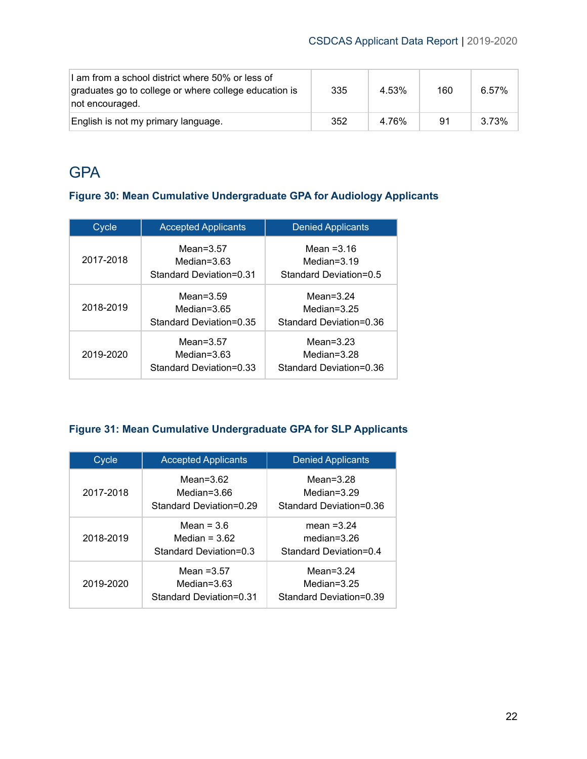| | | | | |
|---|---|---|---|---|
| I am from a school district where 50% or less of graduates go to college or where college education is not encouraged. | 335 | 4.53% | 160 | 6.57% |
| English is not my primary language. | 352 | 4.76% | 91 | 3.73% |

## GPA

**Figure 30: Mean Cumulative Undergraduate GPA for Audiology Applicants**

| Cycle | Accepted Applicants | Denied Applicants |
|---|---|---|
| 2017-2018 | Mean=3.57<br>Median=3.63<br>Standard Deviation=0.31 | Mean =3.16<br>Median=3.19<br>Standard Deviation=0.5 |
| 2018-2019 | Mean=3.59<br>Median=3.65<br>Standard Deviation=0.35 | Mean=3.24<br>Median=3.25<br>Standard Deviation=0.36 |
| 2019-2020 | Mean=3.57<br>Median=3.63<br>Standard Deviation=0.33 | Mean=3.23<br>Median=3.28<br>Standard Deviation=0.36 |

**Figure 31: Mean Cumulative Undergraduate GPA for SLP Applicants**

| Cycle | Accepted Applicants | Denied Applicants |
|---|---|---|
| 2017-2018 | Mean=3.62<br>Median=3.66<br>Standard Deviation=0.29 | Mean=3.28<br>Median=3.29<br>Standard Deviation=0.36 |
| 2018-2019 | Mean = 3.6<br>Median = 3.62<br>Standard Deviation=0.3 | mean =3.24<br>median=3.26<br>Standard Deviation=0.4 |
| 2019-2020 | Mean =3.57<br>Median=3.63<br>Standard Deviation=0.31 | Mean=3.24<br>Median=3.25<br>Standard Deviation=0.39 |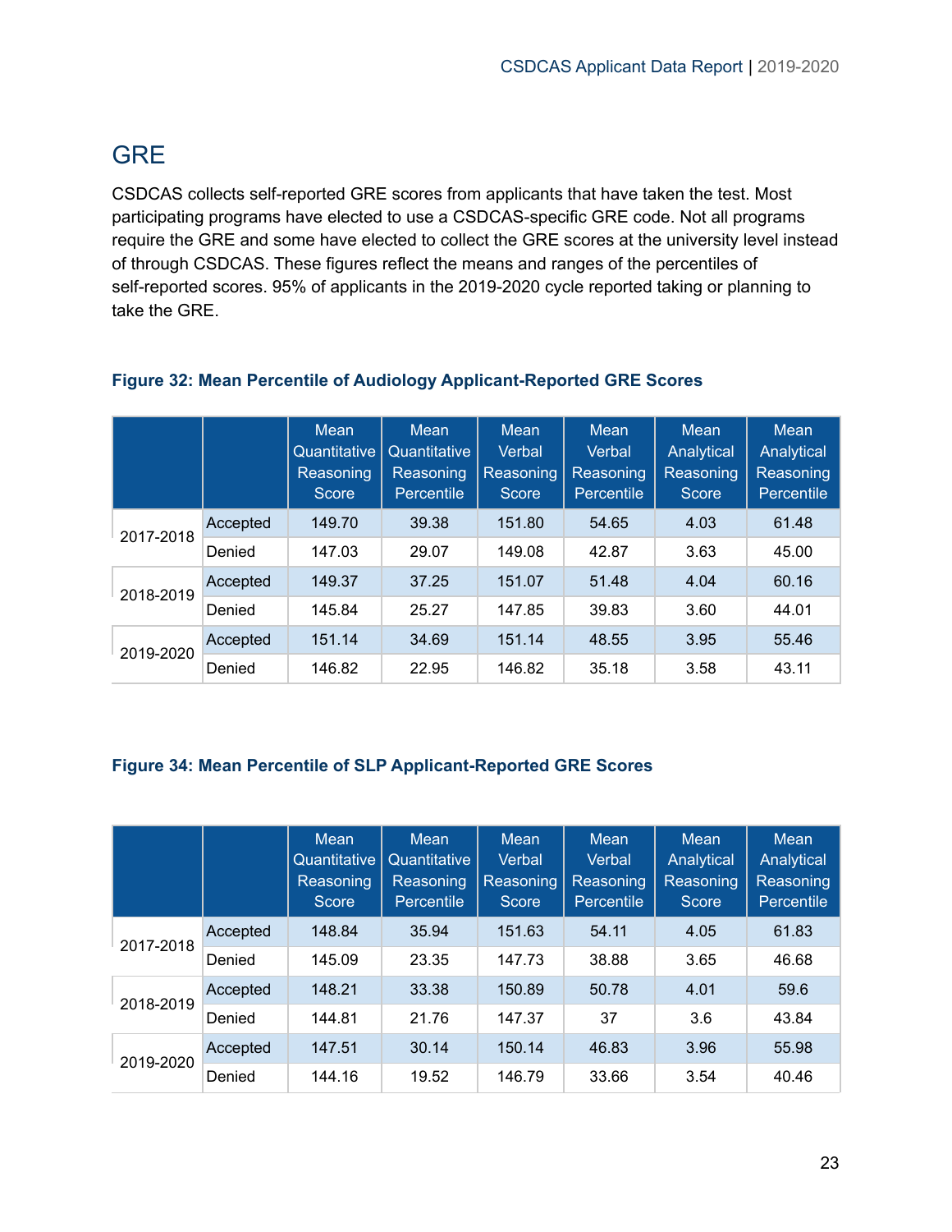# GRE

CSDCAS collects self-reported GRE scores from applicants that have taken the test. Most participating programs have elected to use a CSDCAS-specific GRE code. Not all programs require the GRE and some have elected to collect the GRE scores at the university level instead of through CSDCAS. These figures reflect the means and ranges of the percentiles of self-reported scores. 95% of applicants in the 2019-2020 cycle reported taking or planning to take the GRE.

**Figure 32: Mean Percentile of Audiology Applicant-Reported GRE Scores**

| | | Mean Quantitative Reasoning Score | Mean Quantitative Reasoning Percentile | Mean Verbal Reasoning Score | Mean Verbal Reasoning Percentile | Mean Analytical Reasoning Score | Mean Analytical Reasoning Percentile |
|---|---|---|---|---|---|---|---|
| 2017-2018 | Accepted | 149.70 | 39.38 | 151.80 | 54.65 | 4.03 | 61.48 |
| | Denied | 147.03 | 29.07 | 149.08 | 42.87 | 3.63 | 45.00 |
| 2018-2019 | Accepted | 149.37 | 37.25 | 151.07 | 51.48 | 4.04 | 60.16 |
| | Denied | 145.84 | 25.27 | 147.85 | 39.83 | 3.60 | 44.01 |
| 2019-2020 | Accepted | 151.14 | 34.69 | 151.14 | 48.55 | 3.95 | 55.46 |
| | Denied | 146.82 | 22.95 | 146.82 | 35.18 | 3.58 | 43.11 |

**Figure 34: Mean Percentile of SLP Applicant-Reported GRE Scores**

| | | Mean Quantitative Reasoning Score | Mean Quantitative Reasoning Percentile | Mean Verbal Reasoning Score | Mean Verbal Reasoning Percentile | Mean Analytical Reasoning Score | Mean Analytical Reasoning Percentile |
|---|---|---|---|---|---|---|---|
| 2017-2018 | Accepted | 148.84 | 35.94 | 151.63 | 54.11 | 4.05 | 61.83 |
| | Denied | 145.09 | 23.35 | 147.73 | 38.88 | 3.65 | 46.68 |
| 2018-2019 | Accepted | 148.21 | 33.38 | 150.89 | 50.78 | 4.01 | 59.6 |
| | Denied | 144.81 | 21.76 | 147.37 | 37 | 3.6 | 43.84 |
| 2019-2020 | Accepted | 147.51 | 30.14 | 150.14 | 46.83 | 3.96 | 55.98 |
| | Denied | 144.16 | 19.52 | 146.79 | 33.66 | 3.54 | 40.46 |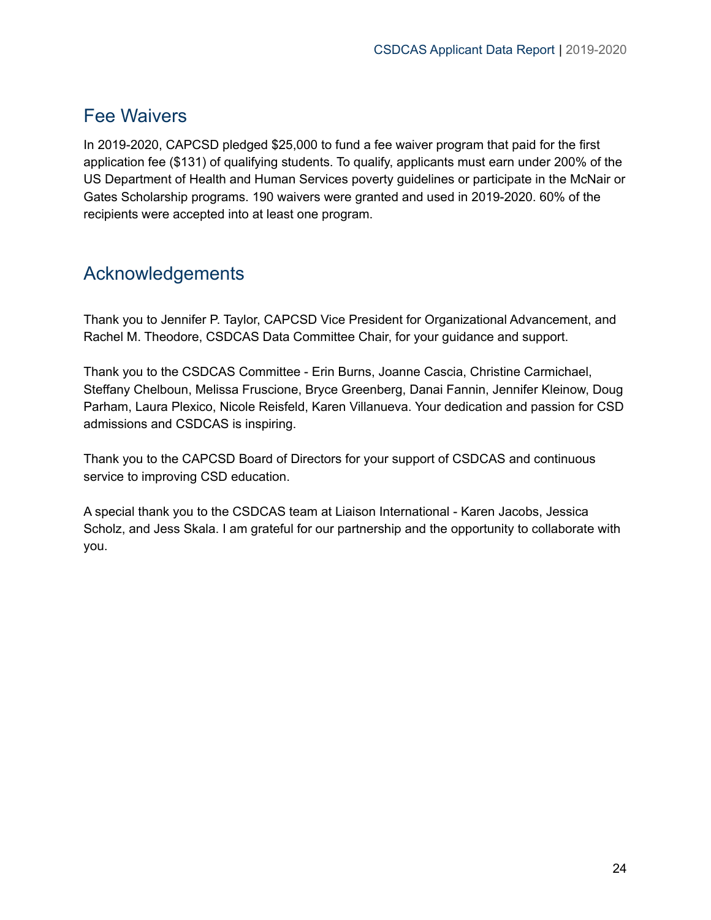## Fee Waivers

In 2019-2020, CAPCSD pledged $25,000 to fund a fee waiver program that paid for the first application fee ($131) of qualifying students. To qualify, applicants must earn under 200% of the US Department of Health and Human Services poverty guidelines or participate in the McNair or Gates Scholarship programs. 190 waivers were granted and used in 2019-2020. 60% of the recipients were accepted into at least one program.

## Acknowledgements

Thank you to Jennifer P. Taylor, CAPCSD Vice President for Organizational Advancement, and Rachel M. Theodore, CSDCAS Data Committee Chair, for your guidance and support.

Thank you to the CSDCAS Committee - Erin Burns, Joanne Cascia, Christine Carmichael, Steffany Chelboun, Melissa Fruscione, Bryce Greenberg, Danai Fannin, Jennifer Kleinow, Doug Parham, Laura Plexico, Nicole Reisfeld, Karen Villanueva. Your dedication and passion for CSD admissions and CSDCAS is inspiring.

Thank you to the CAPCSD Board of Directors for your support of CSDCAS and continuous service to improving CSD education.

A special thank you to the CSDCAS team at Liaison International - Karen Jacobs, Jessica Scholz, and Jess Skala. I am grateful for our partnership and the opportunity to collaborate with you.